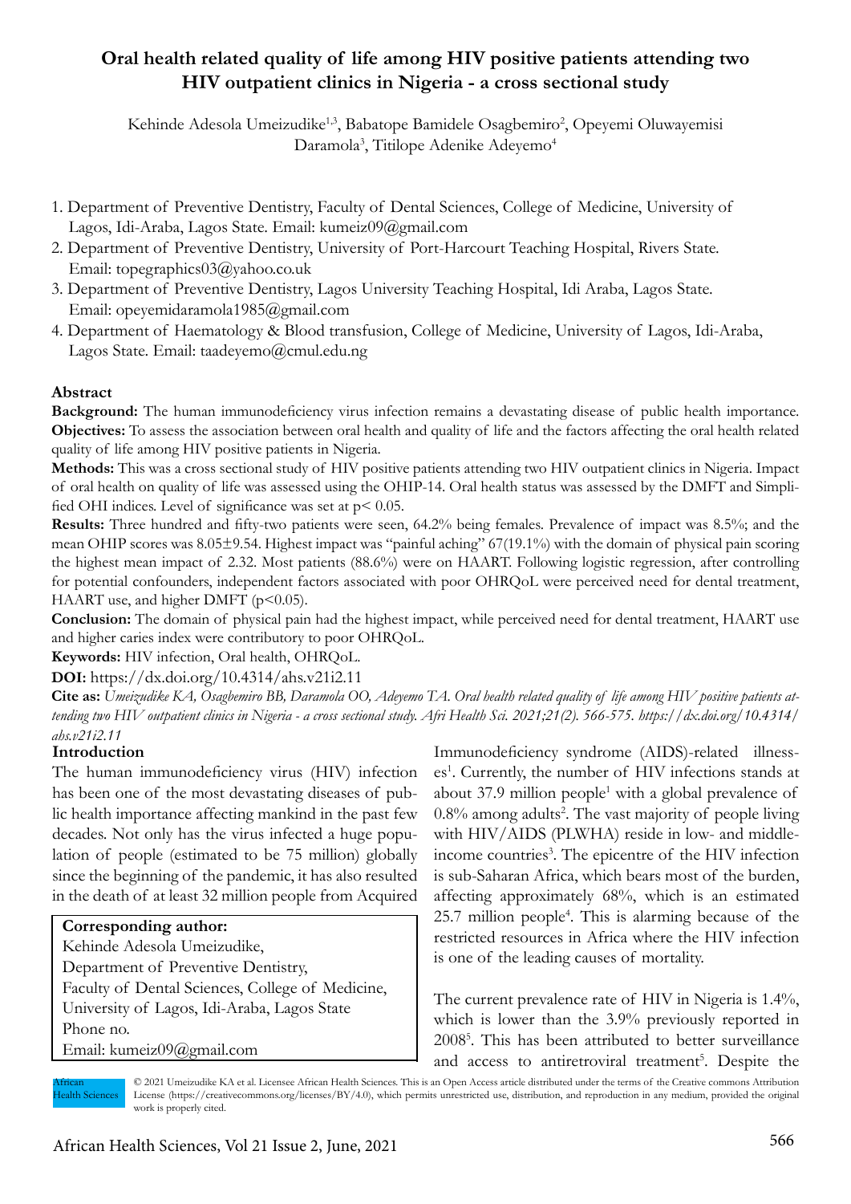# Oral health related quality of life among HIV positive patients attending two HIV outpatient clinics in Nigeria - a cross sectional study

Kehinde Adesola Umeizudike[1,3], Babatope Bamidele Osagbemiro[2], Opeyemi Oluwayemisi Daramola[3], Titilope Adenike Adeyemo[4]

1. Department of Preventive Dentistry, Faculty of Dental Sciences, College of Medicine, University of Lagos, Idi-Araba, Lagos State. Email: kumeiz09@gmail.com
2. Department of Preventive Dentistry, University of Port-Harcourt Teaching Hospital, Rivers State. Email: topegraphics03@yahoo.co.uk
3. Department of Preventive Dentistry, Lagos University Teaching Hospital, Idi Araba, Lagos State. Email: opeyemidaramola1985@gmail.com
4. Department of Haematology & Blood transfusion, College of Medicine, University of Lagos, Idi-Araba, Lagos State. Email: taadeyemo@cmul.edu.ng

## Abstract

**Background:** The human immunodeficiency virus infection remains a devastating disease of public health importance.

**Objectives:** To assess the association between oral health and quality of life and the factors affecting the oral health related quality of life among HIV positive patients in Nigeria.

**Methods:** This was a cross sectional study of HIV positive patients attending two HIV outpatient clinics in Nigeria. Impact of oral health on quality of life was assessed using the OHIP-14. Oral health status was assessed by the DMFT and Simplified OHI indices. Level of significance was set at $p < 0.05$.

**Results:** Three hundred and fifty-two patients were seen, 64.2% being females. Prevalence of impact was 8.5%; and the mean OHIP scores was 8.05±9.54. Highest impact was "painful aching" 67(19.1%) with the domain of physical pain scoring the highest mean impact of 2.32. Most patients (88.6%) were on HAART. Following logistic regression, after controlling for potential confounders, independent factors associated with poor OHRQoL were perceived need for dental treatment, HAART use, and higher DMFT ($p<0.05$).

**Conclusion:** The domain of physical pain had the highest impact, while perceived need for dental treatment, HAART use and higher caries index were contributory to poor OHRQoL.

**Keywords:** HIV infection, Oral health, OHRQoL.

**DOI:** https://dx.doi.org/10.4314/ahs.v21i2.11

**Cite as:** *Umeizudike KA, Osagbemiro BB, Daramola OO, Adeyemo TA. Oral health related quality of life among HIV positive patients attending two HIV outpatient clinics in Nigeria - a cross sectional study. Afri Health Sci. 2021;21(2). 566-575. https://dx.doi.org/10.4314/ahs.v21i2.11*

## Introduction

The human immunodeficiency virus (HIV) infection has been one of the most devastating diseases of public health importance affecting mankind in the past few decades. Not only has the virus infected a huge population of people (estimated to be 75 million) globally since the beginning of the pandemic, it has also resulted in the death of at least 32 million people from Acquired Immunodeficiency syndrome (AIDS)-related illnesses[1]. Currently, the number of HIV infections stands at about 37.9 million people[1] with a global prevalence of 0.8% among adults[2]. The vast majority of people living with HIV/AIDS (PLWHA) reside in low- and middle-income countries[3]. The epicentre of the HIV infection is sub-Saharan Africa, which bears most of the burden, affecting approximately 68%, which is an estimated 25.7 million people[4]. This is alarming because of the restricted resources in Africa where the HIV infection is one of the leading causes of mortality.

The current prevalence rate of HIV in Nigeria is 1.4%, which is lower than the 3.9% previously reported in 2008[5]. This has been attributed to better surveillance and access to antiretroviral treatment[5]. Despite the

**Corresponding author:**
Kehinde Adesola Umeizudike,
Department of Preventive Dentistry,
Faculty of Dental Sciences, College of Medicine,
University of Lagos, Idi-Araba, Lagos State
Phone no.
Email: kumeiz09@gmail.com

© 2021 Umeizudike KA et al. Licensee African Health Sciences. This is an Open Access article distributed under the terms of the Creative commons Attribution License (https://creativecommons.org/licenses/BY/4.0), which permits unrestricted use, distribution, and reproduction in any medium, provided the original work is properly cited.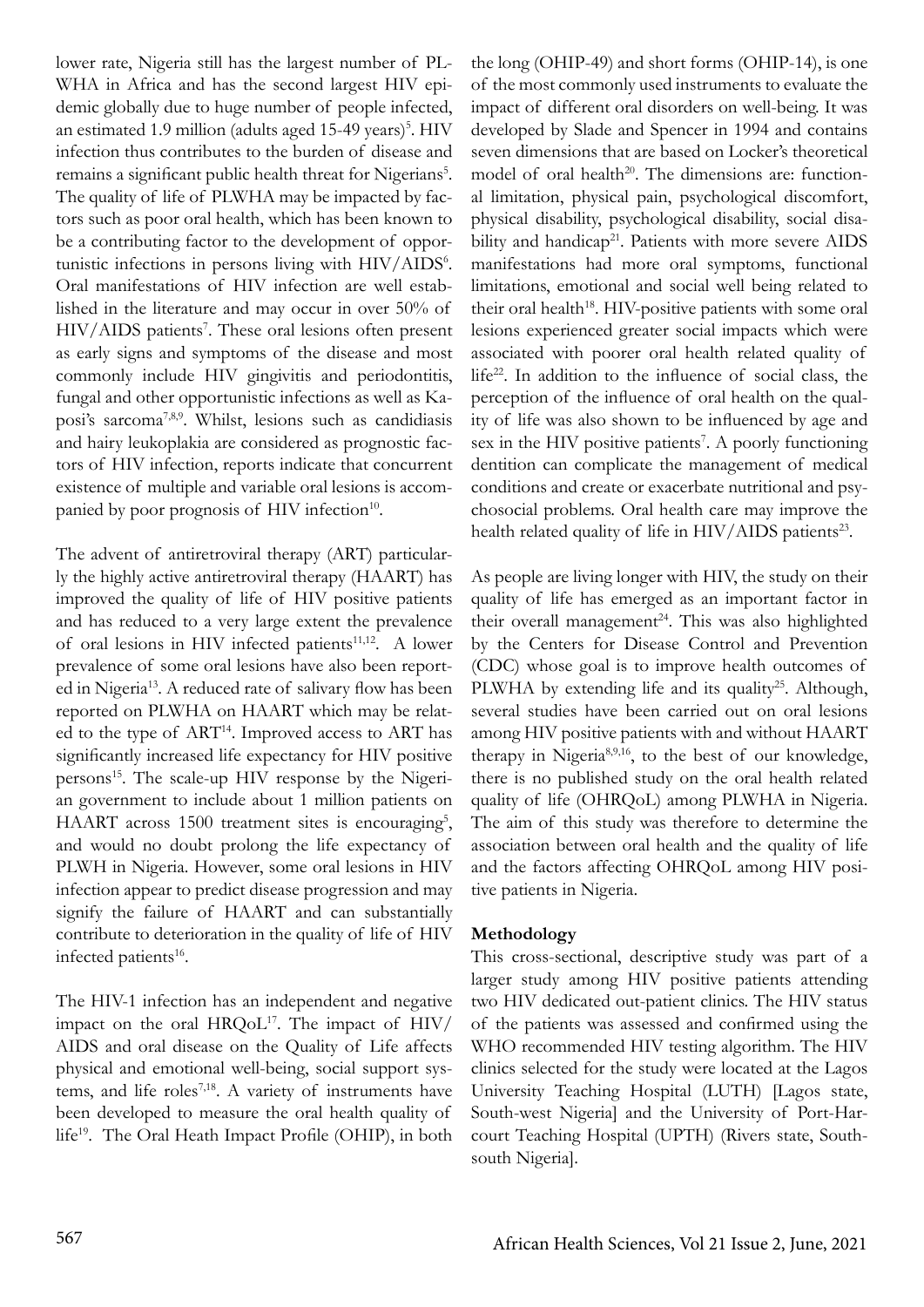lower rate, Nigeria still has the largest number of PLWHA in Africa and has the second largest HIV epidemic globally due to huge number of people infected, an estimated 1.9 million (adults aged 15-49 years)[5]. HIV infection thus contributes to the burden of disease and remains a significant public health threat for Nigerians[5]. The quality of life of PLWHA may be impacted by factors such as poor oral health, which has been known to be a contributing factor to the development of opportunistic infections in persons living with HIV/AIDS[6]. Oral manifestations of HIV infection are well established in the literature and may occur in over 50% of HIV/AIDS patients[7]. These oral lesions often present as early signs and symptoms of the disease and most commonly include HIV gingivitis and periodontitis, fungal and other opportunistic infections as well as Kaposi's sarcoma[7,8,9]. Whilst, lesions such as candidiasis and hairy leukoplakia are considered as prognostic factors of HIV infection, reports indicate that concurrent existence of multiple and variable oral lesions is accompanied by poor prognosis of HIV infection[10].

The advent of antiretroviral therapy (ART) particularly the highly active antiretroviral therapy (HAART) has improved the quality of life of HIV positive patients and has reduced to a very large extent the prevalence of oral lesions in HIV infected patients[11,12]. A lower prevalence of some oral lesions have also been reported in Nigeria[13]. A reduced rate of salivary flow has been reported on PLWHA on HAART which may be related to the type of ART[14]. Improved access to ART has significantly increased life expectancy for HIV positive persons[15]. The scale-up HIV response by the Nigerian government to include about 1 million patients on HAART across 1500 treatment sites is encouraging[5], and would no doubt prolong the life expectancy of PLWH in Nigeria. However, some oral lesions in HIV infection appear to predict disease progression and may signify the failure of HAART and can substantially contribute to deterioration in the quality of life of HIV infected patients[16].

The HIV-1 infection has an independent and negative impact on the oral HRQoL[17]. The impact of HIV/AIDS and oral disease on the Quality of Life affects physical and emotional well-being, social support systems, and life roles[7,18]. A variety of instruments have been developed to measure the oral health quality of life[19]. The Oral Heath Impact Profile (OHIP), in both the long (OHIP-49) and short forms (OHIP-14), is one of the most commonly used instruments to evaluate the impact of different oral disorders on well-being. It was developed by Slade and Spencer in 1994 and contains seven dimensions that are based on Locker's theoretical model of oral health[20]. The dimensions are: functional limitation, physical pain, psychological discomfort, physical disability, psychological disability, social disability and handicap[21]. Patients with more severe AIDS manifestations had more oral symptoms, functional limitations, emotional and social well being related to their oral health[18]. HIV-positive patients with some oral lesions experienced greater social impacts which were associated with poorer oral health related quality of life[22]. In addition to the influence of social class, the perception of the influence of oral health on the quality of life was also shown to be influenced by age and sex in the HIV positive patients[7]. A poorly functioning dentition can complicate the management of medical conditions and create or exacerbate nutritional and psychosocial problems. Oral health care may improve the health related quality of life in HIV/AIDS patients[23].

As people are living longer with HIV, the study on their quality of life has emerged as an important factor in their overall management[24]. This was also highlighted by the Centers for Disease Control and Prevention (CDC) whose goal is to improve health outcomes of PLWHA by extending life and its quality[25]. Although, several studies have been carried out on oral lesions among HIV positive patients with and without HAART therapy in Nigeria[8,9,16], to the best of our knowledge, there is no published study on the oral health related quality of life (OHRQoL) among PLWHA in Nigeria. The aim of this study was therefore to determine the association between oral health and the quality of life and the factors affecting OHRQoL among HIV positive patients in Nigeria.

## Methodology

This cross-sectional, descriptive study was part of a larger study among HIV positive patients attending two HIV dedicated out-patient clinics. The HIV status of the patients was assessed and confirmed using the WHO recommended HIV testing algorithm. The HIV clinics selected for the study were located at the Lagos University Teaching Hospital (LUTH) [Lagos state, South-west Nigeria] and the University of Port-Harcourt Teaching Hospital (UPTH) (Rivers state, South-south Nigeria].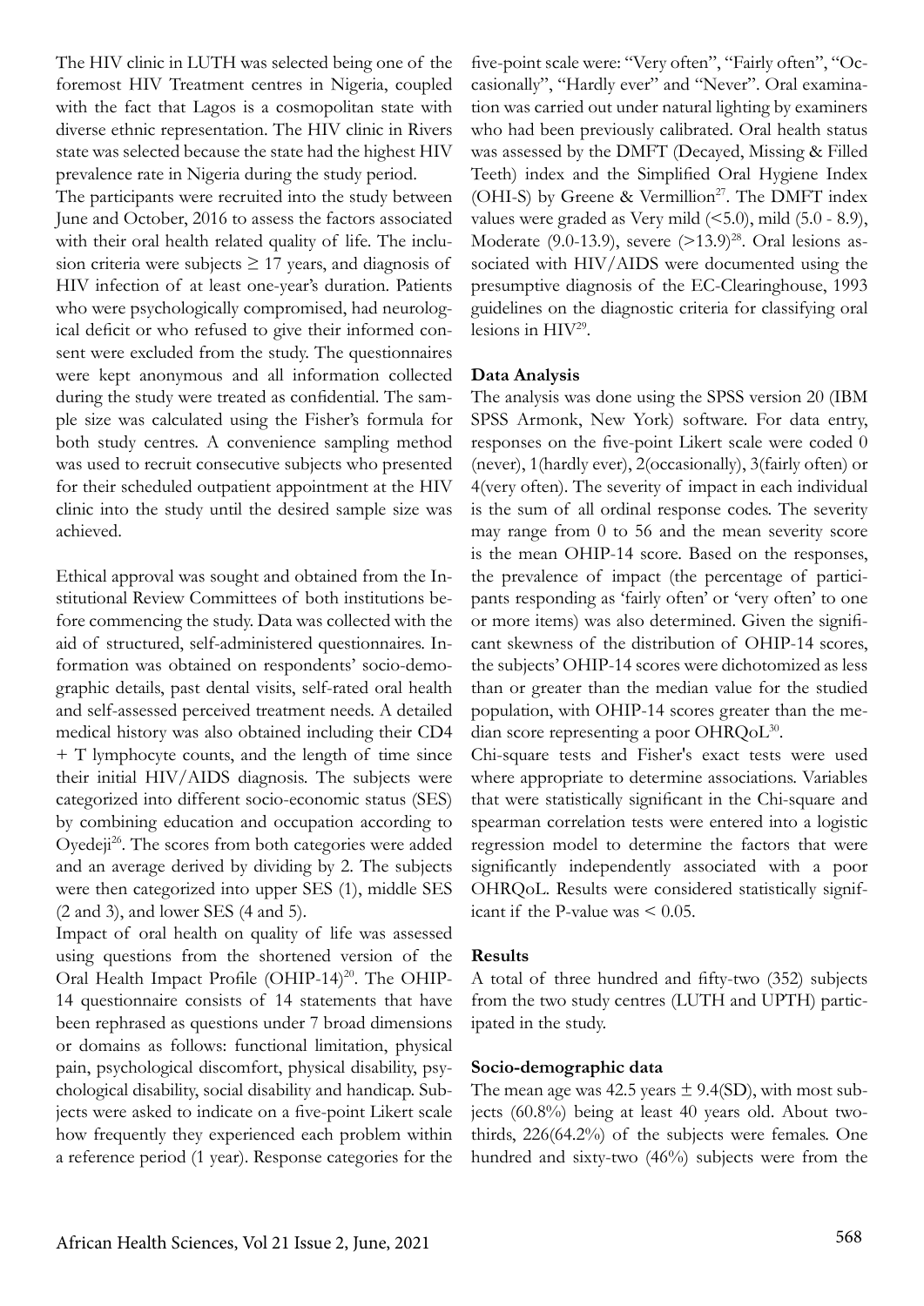The HIV clinic in LUTH was selected being one of the foremost HIV Treatment centres in Nigeria, coupled with the fact that Lagos is a cosmopolitan state with diverse ethnic representation. The HIV clinic in Rivers state was selected because the state had the highest HIV prevalence rate in Nigeria during the study period.

The participants were recruited into the study between June and October, 2016 to assess the factors associated with their oral health related quality of life. The inclusion criteria were subjects ≥ 17 years, and diagnosis of HIV infection of at least one-year's duration. Patients who were psychologically compromised, had neurological deficit or who refused to give their informed consent were excluded from the study. The questionnaires were kept anonymous and all information collected during the study were treated as confidential. The sample size was calculated using the Fisher's formula for both study centres. A convenience sampling method was used to recruit consecutive subjects who presented for their scheduled outpatient appointment at the HIV clinic into the study until the desired sample size was achieved.

Ethical approval was sought and obtained from the Institutional Review Committees of both institutions before commencing the study. Data was collected with the aid of structured, self-administered questionnaires. Information was obtained on respondents' socio-demographic details, past dental visits, self-rated oral health and self-assessed perceived treatment needs. A detailed medical history was also obtained including their CD4 + T lymphocyte counts, and the length of time since their initial HIV/AIDS diagnosis. The subjects were categorized into different socio-economic status (SES) by combining education and occupation according to Oyedeji[26]. The scores from both categories were added and an average derived by dividing by 2. The subjects were then categorized into upper SES (1), middle SES (2 and 3), and lower SES (4 and 5).

Impact of oral health on quality of life was assessed using questions from the shortened version of the Oral Health Impact Profile (OHIP-14)[20]. The OHIP-14 questionnaire consists of 14 statements that have been rephrased as questions under 7 broad dimensions or domains as follows: functional limitation, physical pain, psychological discomfort, physical disability, psychological disability, social disability and handicap. Subjects were asked to indicate on a five-point Likert scale how frequently they experienced each problem within a reference period (1 year). Response categories for the five-point scale were: "Very often", "Fairly often", "Occasionally", "Hardly ever" and "Never". Oral examination was carried out under natural lighting by examiners who had been previously calibrated. Oral health status was assessed by the DMFT (Decayed, Missing & Filled Teeth) index and the Simplified Oral Hygiene Index (OHI-S) by Greene & Vermillion[27]. The DMFT index values were graded as Very mild (<5.0), mild (5.0 - 8.9), Moderate (9.0-13.9), severe (>13.9)[28]. Oral lesions associated with HIV/AIDS were documented using the presumptive diagnosis of the EC-Clearinghouse, 1993 guidelines on the diagnostic criteria for classifying oral lesions in HIV[29].

**Data Analysis**

The analysis was done using the SPSS version 20 (IBM SPSS Armonk, New York) software. For data entry, responses on the five-point Likert scale were coded 0 (never), 1(hardly ever), 2(occasionally), 3(fairly often) or 4(very often). The severity of impact in each individual is the sum of all ordinal response codes. The severity may range from 0 to 56 and the mean severity score is the mean OHIP-14 score. Based on the responses, the prevalence of impact (the percentage of participants responding as 'fairly often' or 'very often' to one or more items) was also determined. Given the significant skewness of the distribution of OHIP-14 scores, the subjects' OHIP-14 scores were dichotomized as less than or greater than the median value for the studied population, with OHIP-14 scores greater than the median score representing a poor OHRQoL[30].

Chi-square tests and Fisher's exact tests were used where appropriate to determine associations. Variables that were statistically significant in the Chi-square and spearman correlation tests were entered into a logistic regression model to determine the factors that were significantly independently associated with a poor OHRQoL. Results were considered statistically significant if the P-value was < 0.05.

**Results**

A total of three hundred and fifty-two (352) subjects from the two study centres (LUTH and UPTH) participated in the study.

**Socio-demographic data**

The mean age was 42.5 years ± 9.4(SD), with most subjects (60.8%) being at least 40 years old. About two-thirds, 226(64.2%) of the subjects were females. One hundred and sixty-two (46%) subjects were from the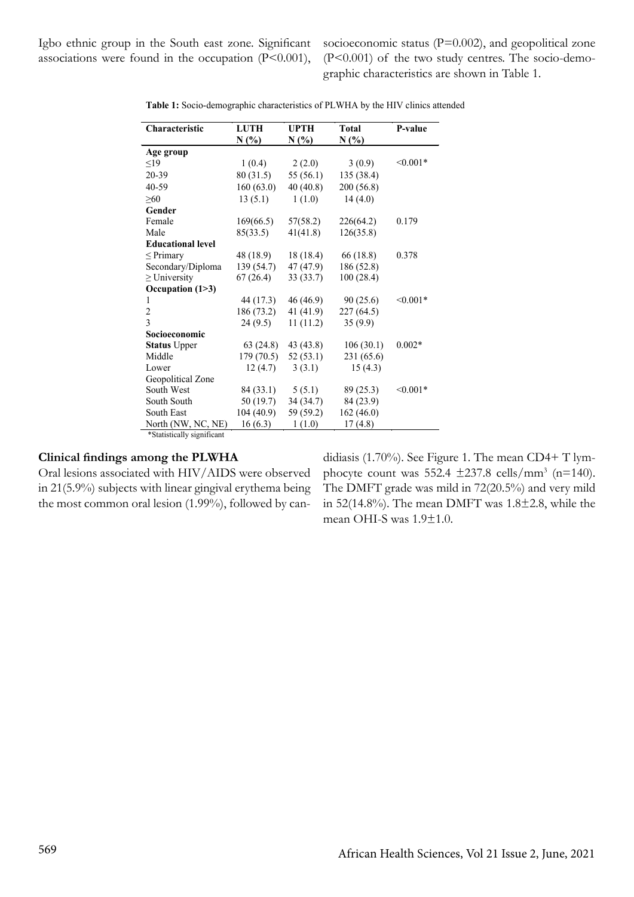Igbo ethnic group in the South east zone. Significant associations were found in the occupation (P<0.001), socioeconomic status (P=0.002), and geopolitical zone (P<0.001) of the two study centres. The socio-demographic characteristics are shown in Table 1.

**Table 1:** Socio-demographic characteristics of PLWHA by the HIV clinics attended

| Characteristic | LUTH N (%) | UPTH N (%) | Total N (%) | P-value |
|---|---|---|---|---|
| **Age group** | | | | |
| ≤19 | 1 (0.4) | 2 (2.0) | 3 (0.9) | <0.001* |
| 20-39 | 80 (31.5) | 55 (56.1) | 135 (38.4) | |
| 40-59 | 160 (63.0) | 40 (40.8) | 200 (56.8) | |
| ≥60 | 13 (5.1) | 1 (1.0) | 14 (4.0) | |
| **Gender** | | | | |
| Female | 169(66.5) | 57(58.2) | 226(64.2) | 0.179 |
| Male | 85(33.5) | 41(41.8) | 126(35.8) | |
| **Educational level** | | | | |
| ≤ Primary | 48 (18.9) | 18 (18.4) | 66 (18.8) | 0.378 |
| Secondary/Diploma | 139 (54.7) | 47 (47.9) | 186 (52.8) | |
| ≥ University | 67 (26.4) | 33 (33.7) | 100 (28.4) | |
| **Occupation (1>3)** | | | | |
| 1 | 44 (17.3) | 46 (46.9) | 90 (25.6) | <0.001* |
| 2 | 186 (73.2) | 41 (41.9) | 227 (64.5) | |
| 3 | 24 (9.5) | 11 (11.2) | 35 (9.9) | |
| **Socioeconomic** | | | | |
| **Status** Upper | 63 (24.8) | 43 (43.8) | 106 (30.1) | 0.002* |
| Middle | 179 (70.5) | 52 (53.1) | 231 (65.6) | |
| Lower | 12 (4.7) | 3 (3.1) | 15 (4.3) | |
| Geopolitical Zone | | | | |
| South West | 84 (33.1) | 5 (5.1) | 89 (25.3) | <0.001* |
| South South | 50 (19.7) | 34 (34.7) | 84 (23.9) | |
| South East | 104 (40.9) | 59 (59.2) | 162 (46.0) | |
| North (NW, NC, NE) | 16 (6.3) | 1 (1.0) | 17 (4.8) | |

*Statistically significant

### Clinical findings among the PLWHA

Oral lesions associated with HIV/AIDS were observed in 21(5.9%) subjects with linear gingival erythema being the most common oral lesion (1.99%), followed by candidiasis (1.70%). See Figure 1. The mean CD4+ T lymphocyte count was 552.4 ±237.8 cells/mm$^3$ (n=140). The DMFT grade was mild in 72(20.5%) and very mild in 52(14.8%). The mean DMFT was 1.8±2.8, while the mean OHI-S was 1.9±1.0.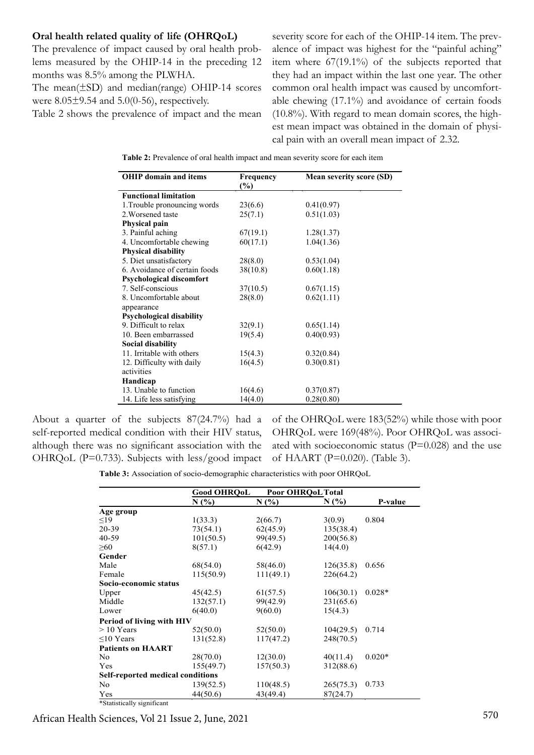**Oral health related quality of life (OHRQoL)**

The prevalence of impact caused by oral health problems measured by the OHIP-14 in the preceding 12 months was 8.5% among the PLWHA.

The mean(±SD) and median(range) OHIP-14 scores were 8.05±9.54 and 5.0(0-56), respectively.

Table 2 shows the prevalence of impact and the mean severity score for each of the OHIP-14 item. The prevalence of impact was highest for the "painful aching" item where 67(19.1%) of the subjects reported that they had an impact within the last one year. The other common oral health impact was caused by uncomfortable chewing (17.1%) and avoidance of certain foods (10.8%). With regard to mean domain scores, the highest mean impact was obtained in the domain of physical pain with an overall mean impact of 2.32.

**Table 2:** Prevalence of oral health impact and mean severity score for each item

| OHIP domain and items | Frequency (%) | Mean severity score (SD) |
|---|---|---|
| **Functional limitation** | | |
| 1.Trouble pronouncing words | 23(6.6) | 0.41(0.97) |
| 2.Worsened taste | 25(7.1) | 0.51(1.03) |
| **Physical pain** | | |
| 3. Painful aching | 67(19.1) | 1.28(1.37) |
| 4. Uncomfortable chewing | 60(17.1) | 1.04(1.36) |
| **Physical disability** | | |
| 5. Diet unsatisfactory | 28(8.0) | 0.53(1.04) |
| 6. Avoidance of certain foods | 38(10.8) | 0.60(1.18) |
| **Psychological discomfort** | | |
| 7. Self-conscious | 37(10.5) | 0.67(1.15) |
| 8. Uncomfortable about appearance | 28(8.0) | 0.62(1.11) |
| **Psychological disability** | | |
| 9. Difficult to relax | 32(9.1) | 0.65(1.14) |
| 10. Been embarrassed | 19(5.4) | 0.40(0.93) |
| **Social disability** | | |
| 11. Irritable with others | 15(4.3) | 0.32(0.84) |
| 12. Difficulty with daily activities | 16(4.5) | 0.30(0.81) |
| **Handicap** | | |
| 13. Unable to function | 16(4.6) | 0.37(0.87) |
| 14. Life less satisfying | 14(4.0) | 0.28(0.80) |

About a quarter of the subjects 87(24.7%) had a self-reported medical condition with their HIV status, although there was no significant association with the OHRQoL (P=0.733). Subjects with less/good impact of the OHRQoL were 183(52%) while those with poor OHRQoL were 169(48%). Poor OHRQoL was associated with socioeconomic status (P=0.028) and the use of HAART (P=0.020). (Table 3).

**Table 3:** Association of socio-demographic characteristics with poor OHRQoL

| | Good OHRQoL | Poor OHRQoL | Total | |
|---|---|---|---|---|
| | N (%) | N (%) | N (%) | P-value |
| **Age group** | | | | |
| ≤19 | 1(33.3) | 2(66.7) | 3(0.9) | 0.804 |
| 20-39 | 73(54.1) | 62(45.9) | 135(38.4) | |
| 40-59 | 101(50.5) | 99(49.5) | 200(56.8) | |
| ≥60 | 8(57.1) | 6(42.9) | 14(4.0) | |
| **Gender** | | | | |
| Male | 68(54.0) | 58(46.0) | 126(35.8) | 0.656 |
| Female | 115(50.9) | 111(49.1) | 226(64.2) | |
| **Socio-economic status** | | | | |
| Upper | 45(42.5) | 61(57.5) | 106(30.1) | 0.028* |
| Middle | 132(57.1) | 99(42.9) | 231(65.6) | |
| Lower | 6(40.0) | 9(60.0) | 15(4.3) | |
| **Period of living with HIV** | | | | |
| > 10 Years | 52(50.0) | 52(50.0) | 104(29.5) | 0.714 |
| ≤10 Years | 131(52.8) | 117(47.2) | 248(70.5) | |
| **Patients on HAART** | | | | |
| No | 28(70.0) | 12(30.0) | 40(11.4) | 0.020* |
| Yes | 155(49.7) | 157(50.3) | 312(88.6) | |
| **Self-reported medical conditions** | | | | |
| No | 139(52.5) | 110(48.5) | 265(75.3) | 0.733 |
| Yes | 44(50.6) | 43(49.4) | 87(24.7) | |

*Statistically significant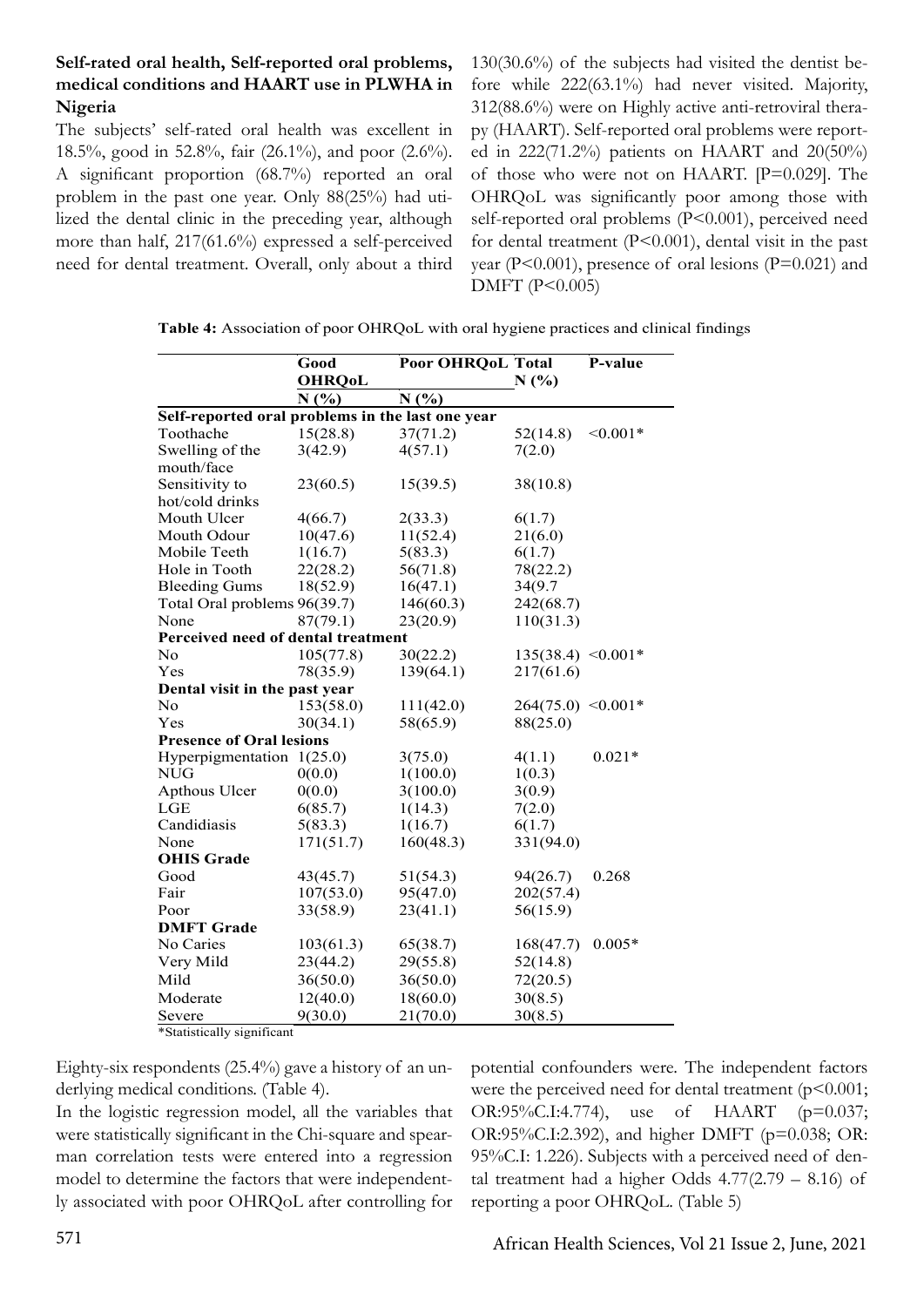**Self-rated oral health, Self-reported oral problems, medical conditions and HAART use in PLWHA in Nigeria**

The subjects' self-rated oral health was excellent in 18.5%, good in 52.8%, fair (26.1%), and poor (2.6%). A significant proportion (68.7%) reported an oral problem in the past one year. Only 88(25%) had utilized the dental clinic in the preceding year, although more than half, 217(61.6%) expressed a self-perceived need for dental treatment. Overall, only about a third 130(30.6%) of the subjects had visited the dentist before while 222(63.1%) had never visited. Majority, 312(88.6%) were on Highly active anti-retroviral therapy (HAART). Self-reported oral problems were reported in 222(71.2%) patients on HAART and 20(50%) of those who were not on HAART. [P=0.029]. The OHRQoL was significantly poor among those with self-reported oral problems (P<0.001), perceived need for dental treatment (P<0.001), dental visit in the past year (P<0.001), presence of oral lesions (P=0.021) and DMFT (P<0.005)

**Table 4:** Association of poor OHRQoL with oral hygiene practices and clinical findings

| | Good OHRQoL | Poor OHRQoL | Total N (%) | P-value |
|---|---|---|---|---|
| | N (%) | N (%) | | |
| **Self-reported oral problems in the last one year** | | | | |
| Toothache | 15(28.8) | 37(71.2) | 52(14.8) | <0.001* |
| Swelling of the mouth/face | 3(42.9) | 4(57.1) | 7(2.0) | |
| Sensitivity to hot/cold drinks | 23(60.5) | 15(39.5) | 38(10.8) | |
| Mouth Ulcer | 4(66.7) | 2(33.3) | 6(1.7) | |
| Mouth Odour | 10(47.6) | 11(52.4) | 21(6.0) | |
| Mobile Teeth | 1(16.7) | 5(83.3) | 6(1.7) | |
| Hole in Tooth | 22(28.2) | 56(71.8) | 78(22.2) | |
| Bleeding Gums | 18(52.9) | 16(47.1) | 34(9.7 | |
| Total Oral problems | 96(39.7) | 146(60.3) | 242(68.7) | |
| None | 87(79.1) | 23(20.9) | 110(31.3) | |
| **Perceived need of dental treatment** | | | | |
| No | 105(77.8) | 30(22.2) | 135(38.4) | <0.001* |
| Yes | 78(35.9) | 139(64.1) | 217(61.6) | |
| **Dental visit in the past year** | | | | |
| No | 153(58.0) | 111(42.0) | 264(75.0) | <0.001* |
| Yes | 30(34.1) | 58(65.9) | 88(25.0) | |
| **Presence of Oral lesions** | | | | |
| Hyperpigmentation | 1(25.0) | 3(75.0) | 4(1.1) | 0.021* |
| NUG | 0(0.0) | 1(100.0) | 1(0.3) | |
| Apthous Ulcer | 0(0.0) | 3(100.0) | 3(0.9) | |
| LGE | 6(85.7) | 1(14.3) | 7(2.0) | |
| Candidiasis | 5(83.3) | 1(16.7) | 6(1.7) | |
| None | 171(51.7) | 160(48.3) | 331(94.0) | |
| **OHIS Grade** | | | | |
| Good | 43(45.7) | 51(54.3) | 94(26.7) | 0.268 |
| Fair | 107(53.0) | 95(47.0) | 202(57.4) | |
| Poor | 33(58.9) | 23(41.1) | 56(15.9) | |
| **DMFT Grade** | | | | |
| No Caries | 103(61.3) | 65(38.7) | 168(47.7) | 0.005* |
| Very Mild | 23(44.2) | 29(55.8) | 52(14.8) | |
| Mild | 36(50.0) | 36(50.0) | 72(20.5) | |
| Moderate | 12(40.0) | 18(60.0) | 30(8.5) | |
| Severe | 9(30.0) | 21(70.0) | 30(8.5) | |

*Statistically significant

Eighty-six respondents (25.4%) gave a history of an underlying medical conditions. (Table 4).

In the logistic regression model, all the variables that were statistically significant in the Chi-square and spearman correlation tests were entered into a regression model to determine the factors that were independently associated with poor OHRQoL after controlling for potential confounders were. The independent factors were the perceived need for dental treatment (p<0.001; OR:95%C.I:4.774), use of HAART (p=0.037; OR:95%C.I:2.392), and higher DMFT (p=0.038; OR: 95%C.I: 1.226). Subjects with a perceived need of dental treatment had a higher Odds 4.77(2.79 – 8.16) of reporting a poor OHRQoL. (Table 5)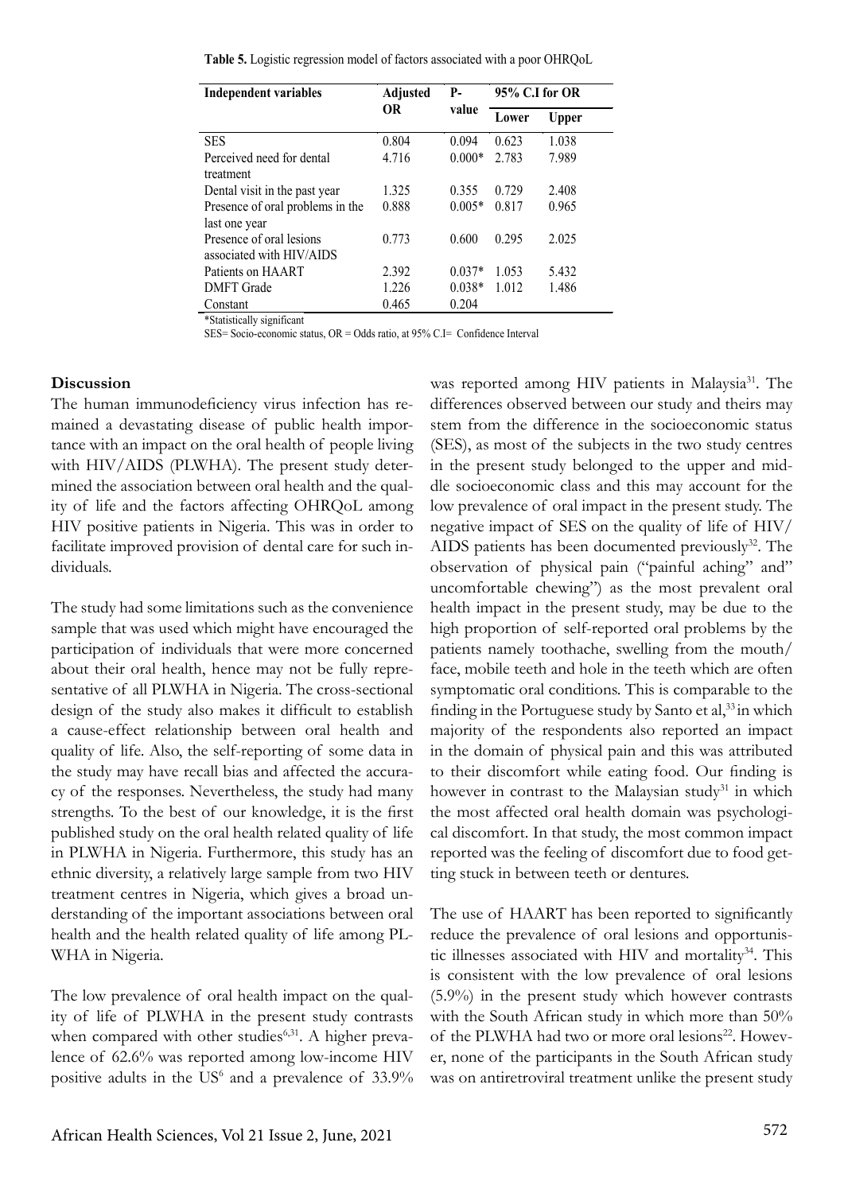**Table 5.** Logistic regression model of factors associated with a poor OHRQoL

| Independent variables | Adjusted OR | P-value | 95% C.I for OR | |
|---|---|---|---|---|
| | | | Lower | Upper |
| SES | 0.804 | 0.094 | 0.623 | 1.038 |
| Perceived need for dental treatment | 4.716 | 0.000* | 2.783 | 7.989 |
| Dental visit in the past year | 1.325 | 0.355 | 0.729 | 2.408 |
| Presence of oral problems in the last one year | 0.888 | 0.005* | 0.817 | 0.965 |
| Presence of oral lesions associated with HIV/AIDS | 0.773 | 0.600 | 0.295 | 2.025 |
| Patients on HAART | 2.392 | 0.037* | 1.053 | 5.432 |
| DMFT Grade | 1.226 | 0.038* | 1.012 | 1.486 |
| Constant | 0.465 | 0.204 | | |

*Statistically significant

SES= Socio-economic status, OR = Odds ratio, at 95% C.I= Confidence Interval

## Discussion

The human immunodeficiency virus infection has remained a devastating disease of public health importance with an impact on the oral health of people living with HIV/AIDS (PLWHA). The present study determined the association between oral health and the quality of life and the factors affecting OHRQoL among HIV positive patients in Nigeria. This was in order to facilitate improved provision of dental care for such individuals.

The study had some limitations such as the convenience sample that was used which might have encouraged the participation of individuals that were more concerned about their oral health, hence may not be fully representative of all PLWHA in Nigeria. The cross-sectional design of the study also makes it difficult to establish a cause-effect relationship between oral health and quality of life. Also, the self-reporting of some data in the study may have recall bias and affected the accuracy of the responses. Nevertheless, the study had many strengths. To the best of our knowledge, it is the first published study on the oral health related quality of life in PLWHA in Nigeria. Furthermore, this study has an ethnic diversity, a relatively large sample from two HIV treatment centres in Nigeria, which gives a broad understanding of the important associations between oral health and the health related quality of life among PLWHA in Nigeria.

The low prevalence of oral health impact on the quality of life of PLWHA in the present study contrasts when compared with other studies[6,31]. A higher prevalence of 62.6% was reported among low-income HIV positive adults in the US[6] and a prevalence of 33.9% was reported among HIV patients in Malaysia[31]. The differences observed between our study and theirs may stem from the difference in the socioeconomic status (SES), as most of the subjects in the two study centres in the present study belonged to the upper and middle socioeconomic class and this may account for the low prevalence of oral impact in the present study. The negative impact of SES on the quality of life of HIV/AIDS patients has been documented previously[32]. The observation of physical pain ("painful aching" and" uncomfortable chewing") as the most prevalent oral health impact in the present study, may be due to the high proportion of self-reported oral problems by the patients namely toothache, swelling from the mouth/face, mobile teeth and hole in the teeth which are often symptomatic oral conditions. This is comparable to the finding in the Portuguese study by Santo et al,[33] in which majority of the respondents also reported an impact in the domain of physical pain and this was attributed to their discomfort while eating food. Our finding is however in contrast to the Malaysian study[31] in which the most affected oral health domain was psychological discomfort. In that study, the most common impact reported was the feeling of discomfort due to food getting stuck in between teeth or dentures.

The use of HAART has been reported to significantly reduce the prevalence of oral lesions and opportunistic illnesses associated with HIV and mortality[34]. This is consistent with the low prevalence of oral lesions (5.9%) in the present study which however contrasts with the South African study in which more than 50% of the PLWHA had two or more oral lesions[22]. However, none of the participants in the South African study was on antiretroviral treatment unlike the present study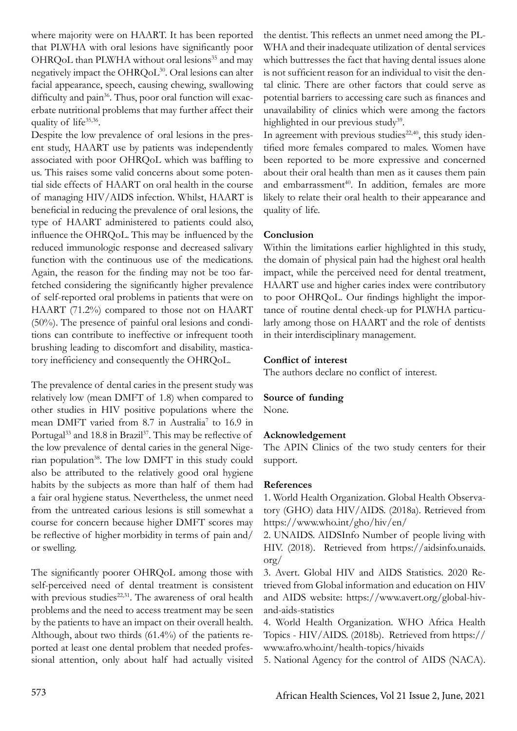where majority were on HAART. It has been reported that PLWHA with oral lesions have significantly poor OHRQoL than PLWHA without oral lesions[35] and may negatively impact the OHRQoL[30]. Oral lesions can alter facial appearance, speech, causing chewing, swallowing difficulty and pain[36]. Thus, poor oral function will exacerbate nutritional problems that may further affect their quality of life[35,36].

Despite the low prevalence of oral lesions in the present study, HAART use by patients was independently associated with poor OHRQoL which was baffling to us. This raises some valid concerns about some potential side effects of HAART on oral health in the course of managing HIV/AIDS infection. Whilst, HAART is beneficial in reducing the prevalence of oral lesions, the type of HAART administered to patients could also, influence the OHRQoL. This may be influenced by the reduced immunologic response and decreased salivary function with the continuous use of the medications. Again, the reason for the finding may not be too far-fetched considering the significantly higher prevalence of self-reported oral problems in patients that were on HAART (71.2%) compared to those not on HAART (50%). The presence of painful oral lesions and conditions can contribute to ineffective or infrequent tooth brushing leading to discomfort and disability, masticatory inefficiency and consequently the OHRQoL.

The prevalence of dental caries in the present study was relatively low (mean DMFT of 1.8) when compared to other studies in HIV positive populations where the mean DMFT varied from 8.7 in Australia[7] to 16.9 in Portugal[33] and 18.8 in Brazil[37]. This may be reflective of the low prevalence of dental caries in the general Nigerian population[38]. The low DMFT in this study could also be attributed to the relatively good oral hygiene habits by the subjects as more than half of them had a fair oral hygiene status. Nevertheless, the unmet need from the untreated carious lesions is still somewhat a course for concern because higher DMFT scores may be reflective of higher morbidity in terms of pain and/or swelling.

The significantly poorer OHRQoL among those with self-perceived need of dental treatment is consistent with previous studies[22,31]. The awareness of oral health problems and the need to access treatment may be seen by the patients to have an impact on their overall health. Although, about two thirds (61.4%) of the patients reported at least one dental problem that needed professional attention, only about half had actually visited the dentist. This reflects an unmet need among the PLWHA and their inadequate utilization of dental services which buttresses the fact that having dental issues alone is not sufficient reason for an individual to visit the dental clinic. There are other factors that could serve as potential barriers to accessing care such as finances and unavailability of clinics which were among the factors highlighted in our previous study[39].

In agreement with previous studies[22,40], this study identified more females compared to males. Women have been reported to be more expressive and concerned about their oral health than men as it causes them pain and embarrassment[40]. In addition, females are more likely to relate their oral health to their appearance and quality of life.

## Conclusion

Within the limitations earlier highlighted in this study, the domain of physical pain had the highest oral health impact, while the perceived need for dental treatment, HAART use and higher caries index were contributory to poor OHRQoL. Our findings highlight the importance of routine dental check-up for PLWHA particularly among those on HAART and the role of dentists in their interdisciplinary management.

## Conflict of interest

The authors declare no conflict of interest.

## Source of funding

None.

## Acknowledgement

The APIN Clinics of the two study centers for their support.

## References

1. World Health Organization. Global Health Observatory (GHO) data HIV/AIDS. (2018a). Retrieved from https://www.who.int/gho/hiv/en/

2. UNAIDS. AIDSInfo Number of people living with HIV. (2018). Retrieved from https://aidsinfo.unaids.org/

3. Avert. Global HIV and AIDS Statistics. 2020 Retrieved from Global information and education on HIV and AIDS website: https://www.avert.org/global-hiv-and-aids-statistics

4. World Health Organization. WHO Africa Health Topics - HIV/AIDS. (2018b). Retrieved from https://www.afro.who.int/health-topics/hivaids

5. National Agency for the control of AIDS (NACA).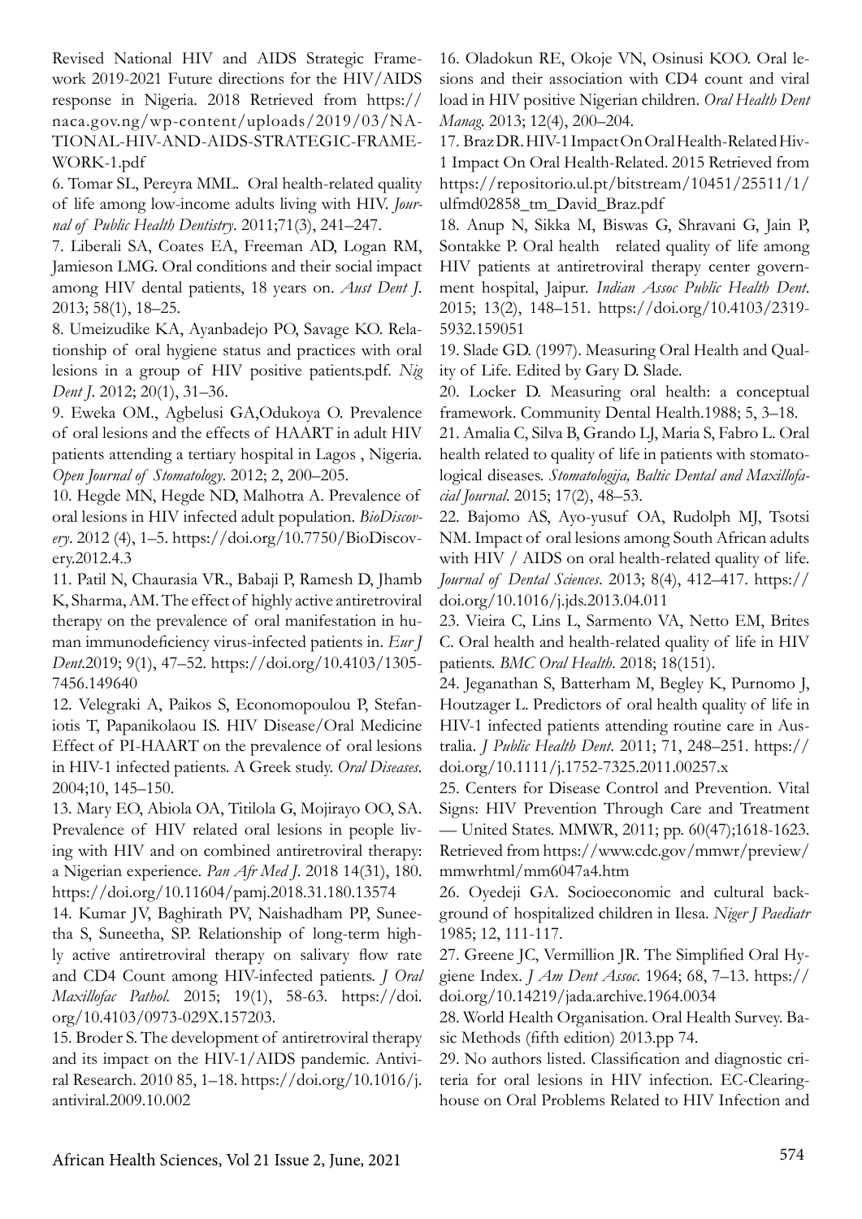Revised National HIV and AIDS Strategic Framework 2019-2021 Future directions for the HIV/AIDS response in Nigeria. 2018 Retrieved from https://naca.gov.ng/wp-content/uploads/2019/03/NATIONAL-HIV-AND-AIDS-STRATEGIC-FRAMEWORK-1.pdf

6. Tomar SL, Pereyra MML. Oral health-related quality of life among low-income adults living with HIV. *Journal of Public Health Dentistry*. 2011;71(3), 241–247.

7. Liberali SA, Coates EA, Freeman AD, Logan RM, Jamieson LMG. Oral conditions and their social impact among HIV dental patients, 18 years on. *Aust Dent J*. 2013; 58(1), 18–25.

8. Umeizudike KA, Ayanbadejo PO, Savage KO. Relationship of oral hygiene status and practices with oral lesions in a group of HIV positive patients.pdf. *Nig Dent J*. 2012; 20(1), 31–36.

9. Eweka OM., Agbelusi GA,Odukoya O. Prevalence of oral lesions and the effects of HAART in adult HIV patients attending a tertiary hospital in Lagos , Nigeria. *Open Journal of Stomatology*. 2012; 2, 200–205.

10. Hegde MN, Hegde ND, Malhotra A. Prevalence of oral lesions in HIV infected adult population. *BioDiscovery*. 2012 (4), 1–5. https://doi.org/10.7750/BioDiscovery.2012.4.3

11. Patil N, Chaurasia VR., Babaji P, Ramesh D, Jhamb K, Sharma, AM. The effect of highly active antiretroviral therapy on the prevalence of oral manifestation in human immunodeficiency virus-infected patients in. *Eur J Dent*.2019; 9(1), 47–52. https://doi.org/10.4103/1305-7456.149640

12. Velegraki A, Paikos S, Economopoulou P, Stefaniotis T, Papanikolaou IS. HIV Disease/Oral Medicine Effect of PI-HAART on the prevalence of oral lesions in HIV-1 infected patients. A Greek study. *Oral Diseases*. 2004;10, 145–150.

13. Mary EO, Abiola OA, Titilola G, Mojirayo OO, SA. Prevalence of HIV related oral lesions in people living with HIV and on combined antiretroviral therapy: a Nigerian experience. *Pan Afr Med J*. 2018 14(31), 180. https://doi.org/10.11604/pamj.2018.31.180.13574

14. Kumar JV, Baghirath PV, Naishadham PP, Suneetha S, Suneetha, SP. Relationship of long-term highly active antiretroviral therapy on salivary flow rate and CD4 Count among HIV-infected patients. *J Oral Maxillofac Pathol*. 2015; 19(1), 58-63. https://doi.org/10.4103/0973-029X.157203.

15. Broder S. The development of antiretroviral therapy and its impact on the HIV-1/AIDS pandemic. Antiviral Research. 2010 85, 1–18. https://doi.org/10.1016/j.antiviral.2009.10.002

16. Oladokun RE, Okoje VN, Osinusi KOO. Oral lesions and their association with CD4 count and viral load in HIV positive Nigerian children. *Oral Health Dent Manag*. 2013; 12(4), 200–204.

17. Braz DR. HIV-1 Impact On Oral Health-Related Hiv-1 Impact On Oral Health-Related. 2015 Retrieved from https://repositorio.ul.pt/bitstream/10451/25511/1/ulfmd02858_tm_David_Braz.pdf

18. Anup N, Sikka M, Biswas G, Shravani G, Jain P, Sontakke P. Oral health related quality of life among HIV patients at antiretroviral therapy center government hospital, Jaipur. *Indian Assoc Public Health Dent*. 2015; 13(2), 148–151. https://doi.org/10.4103/2319-5932.159051

19. Slade GD. (1997). Measuring Oral Health and Quality of Life. Edited by Gary D. Slade.

20. Locker D. Measuring oral health: a conceptual framework. Community Dental Health.1988; 5, 3–18.

21. Amalia C, Silva B, Grando LJ, Maria S, Fabro L. Oral health related to quality of life in patients with stomatological diseases. *Stomatologija, Baltic Dental and Maxillofacial Journal*. 2015; 17(2), 48–53.

22. Bajomo AS, Ayo-yusuf OA, Rudolph MJ, Tsotsi NM. Impact of oral lesions among South African adults with HIV / AIDS on oral health-related quality of life. *Journal of Dental Sciences*. 2013; 8(4), 412–417. https://doi.org/10.1016/j.jds.2013.04.011

23. Vieira C, Lins L, Sarmento VA, Netto EM, Brites C. Oral health and health-related quality of life in HIV patients. *BMC Oral Health*. 2018; 18(151).

24. Jeganathan S, Batterham M, Begley K, Purnomo J, Houtzager L. Predictors of oral health quality of life in HIV-1 infected patients attending routine care in Australia. *J Public Health Dent*. 2011; 71, 248–251. https://doi.org/10.1111/j.1752-7325.2011.00257.x

25. Centers for Disease Control and Prevention. Vital Signs: HIV Prevention Through Care and Treatment — United States. MMWR, 2011; pp. 60(47);1618-1623. Retrieved from https://www.cdc.gov/mmwr/preview/mmwrhtml/mm6047a4.htm

26. Oyedeji GA. Socioeconomic and cultural background of hospitalized children in Ilesa. *Niger J Paediatr* 1985; 12, 111-117.

27. Greene JC, Vermillion JR. The Simplified Oral Hygiene Index. *J Am Dent Assoc*. 1964; 68, 7–13. https://doi.org/10.14219/jada.archive.1964.0034

28. World Health Organisation. Oral Health Survey. Basic Methods (fifth edition) 2013.pp 74.

29. No authors listed. Classification and diagnostic criteria for oral lesions in HIV infection. EC-Clearinghouse on Oral Problems Related to HIV Infection and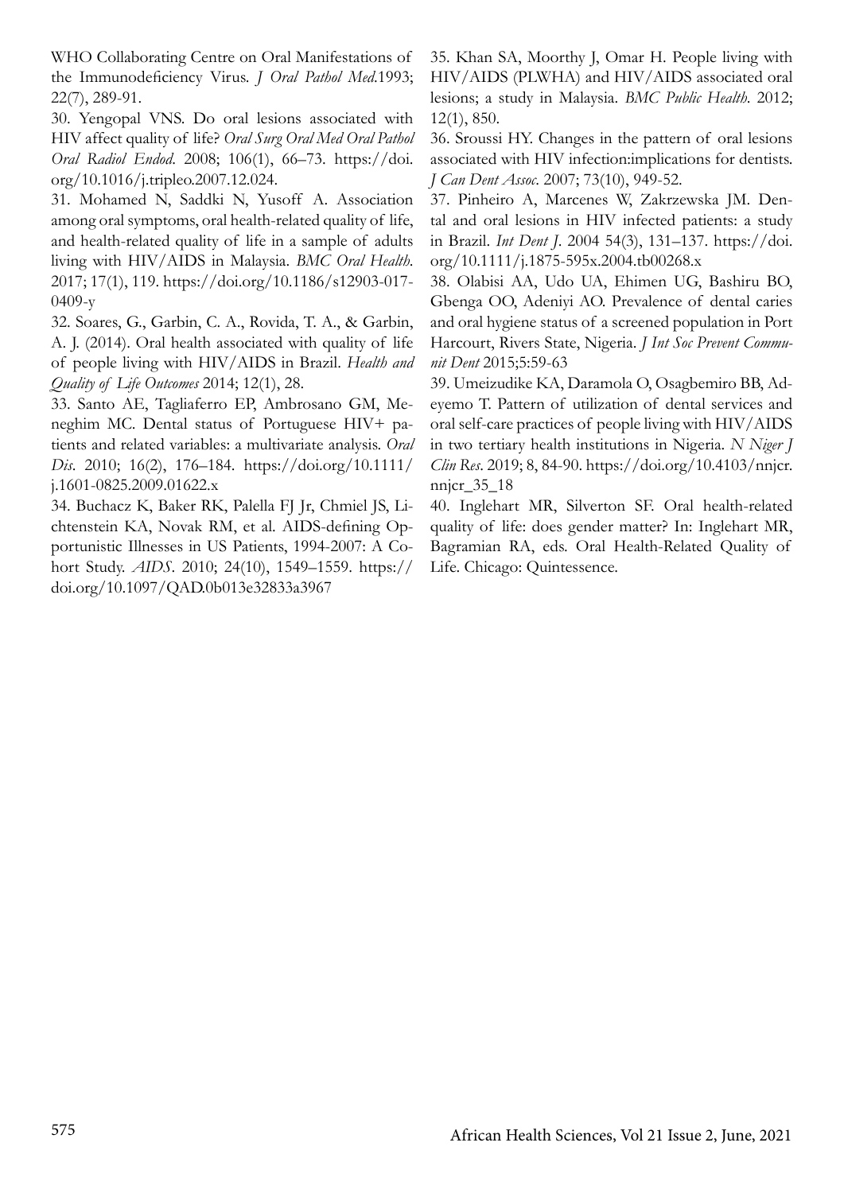WHO Collaborating Centre on Oral Manifestations of the Immunodeficiency Virus. *J Oral Pathol Med*.1993; 22(7), 289-91.

30. Yengopal VNS. Do oral lesions associated with HIV affect quality of life? *Oral Surg Oral Med Oral Pathol Oral Radiol Endod*. 2008; 106(1), 66–73. https://doi.org/10.1016/j.tripleo.2007.12.024.

31. Mohamed N, Saddki N, Yusoff A. Association among oral symptoms, oral health-related quality of life, and health-related quality of life in a sample of adults living with HIV/AIDS in Malaysia. *BMC Oral Health*. 2017; 17(1), 119. https://doi.org/10.1186/s12903-017-0409-y

32. Soares, G., Garbin, C. A., Rovida, T. A., & Garbin, A. J. (2014). Oral health associated with quality of life of people living with HIV/AIDS in Brazil. *Health and Quality of Life Outcomes* 2014; 12(1), 28.

33. Santo AE, Tagliaferro EP, Ambrosano GM, Meneghim MC. Dental status of Portuguese HIV+ patients and related variables: a multivariate analysis. *Oral Dis*. 2010; 16(2), 176–184. https://doi.org/10.1111/j.1601-0825.2009.01622.x

34. Buchacz K, Baker RK, Palella FJ Jr, Chmiel JS, Lichtenstein KA, Novak RM, et al. AIDS-defining Opportunistic Illnesses in US Patients, 1994-2007: A Cohort Study. *AIDS*. 2010; 24(10), 1549–1559. https://doi.org/10.1097/QAD.0b013e32833a3967

35. Khan SA, Moorthy J, Omar H. People living with HIV/AIDS (PLWHA) and HIV/AIDS associated oral lesions; a study in Malaysia. *BMC Public Health*. 2012; 12(1), 850.

36. Sroussi HY. Changes in the pattern of oral lesions associated with HIV infection:implications for dentists. *J Can Dent Assoc*. 2007; 73(10), 949-52.

37. Pinheiro A, Marcenes W, Zakrzewska JM. Dental and oral lesions in HIV infected patients: a study in Brazil. *Int Dent J*. 2004 54(3), 131–137. https://doi.org/10.1111/j.1875-595x.2004.tb00268.x

38. Olabisi AA, Udo UA, Ehimen UG, Bashiru BO, Gbenga OO, Adeniyi AO. Prevalence of dental caries and oral hygiene status of a screened population in Port Harcourt, Rivers State, Nigeria. *J Int Soc Prevent Communit Dent* 2015;5:59-63

39. Umeizudike KA, Daramola O, Osagbemiro BB, Adeyemo T. Pattern of utilization of dental services and oral self-care practices of people living with HIV/AIDS in two tertiary health institutions in Nigeria. *N Niger J Clin Res*. 2019; 8, 84-90. https://doi.org/10.4103/nnjcr.nnjcr_35_18

40. Inglehart MR, Silverton SF. Oral health-related quality of life: does gender matter? In: Inglehart MR, Bagramian RA, eds. Oral Health-Related Quality of Life. Chicago: Quintessence.